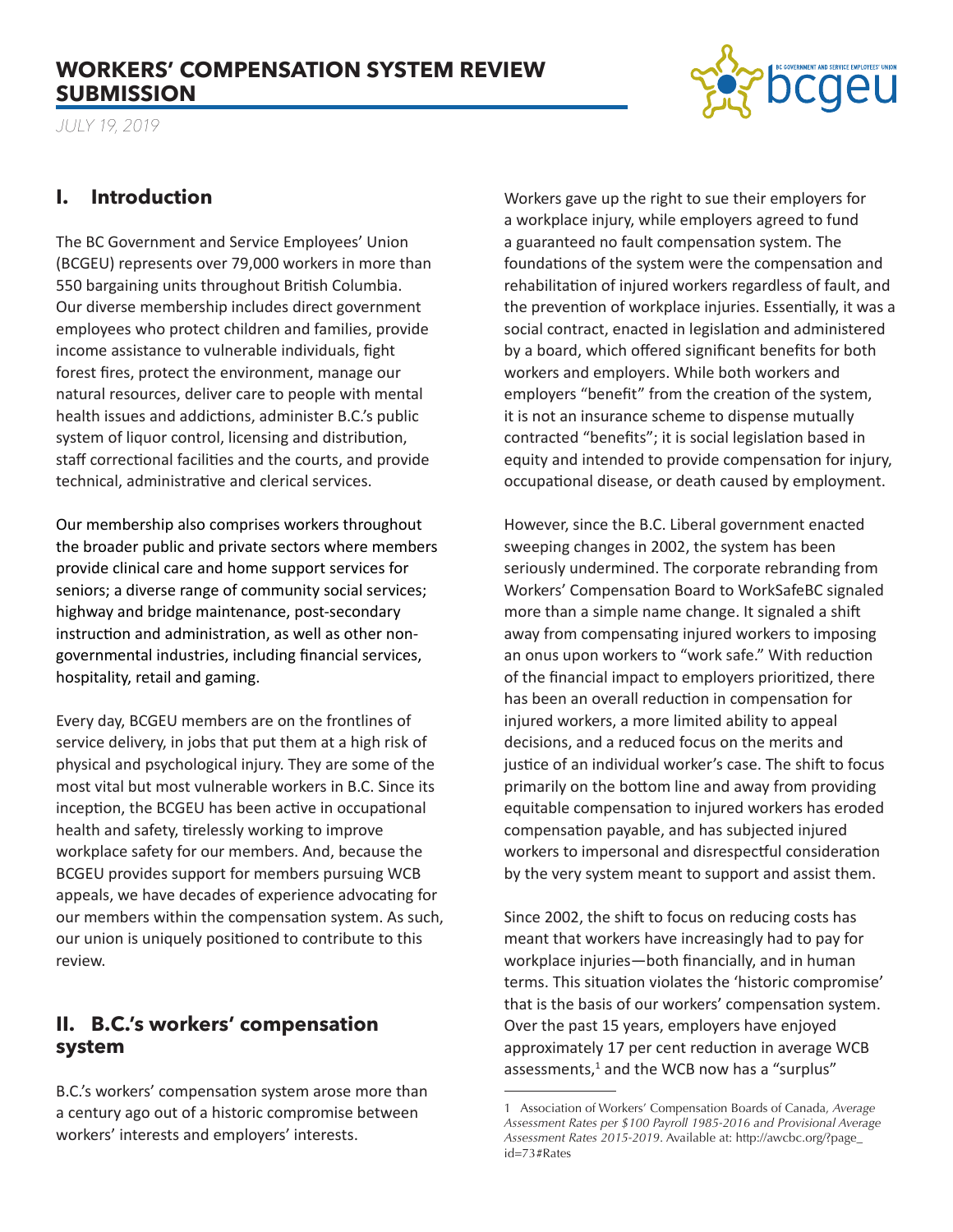# WORKERS' COMPENSATION SYSTEM REVIEW SUBMISSION

*JULY 19, 2019*

## I. Introduction

The BC Government and Service Employees' Union (BCGEU) represents over 79,000 workers in more than 550 bargaining units throughout British Columbia. Our diverse membership includes direct government employees who protect children and families, provide income assistance to vulnerable individuals, fight forest fires, protect the environment, manage our natural resources, deliver care to people with mental health issues and addictions, administer B.C.'s public system of liquor control, licensing and distribution, staff correctional facilities and the courts, and provide technical, administrative and clerical services.

Our membership also comprises workers throughout the broader public and private sectors where members provide clinical care and home support services for seniors; a diverse range of community social services; highway and bridge maintenance, post-secondary instruction and administration, as well as other non-governmental industries, including financial services, hospitality, retail and gaming.

Every day, BCGEU members are on the frontlines of service delivery, in jobs that put them at a high risk of physical and psychological injury. They are some of the most vital but most vulnerable workers in B.C. Since its inception, the BCGEU has been active in occupational health and safety, tirelessly working to improve workplace safety for our members. And, because the BCGEU provides support for members pursuing WCB appeals, we have decades of experience advocating for our members within the compensation system. As such, our union is uniquely positioned to contribute to this review.

## II. B.C.'s workers' compensation system

B.C.'s workers' compensation system arose more than a century ago out of a historic compromise between workers' interests and employers' interests.

Workers gave up the right to sue their employers for a workplace injury, while employers agreed to fund a guaranteed no fault compensation system. The foundations of the system were the compensation and rehabilitation of injured workers regardless of fault, and the prevention of workplace injuries. Essentially, it was a social contract, enacted in legislation and administered by a board, which offered significant benefits for both workers and employers. While both workers and employers "benefit" from the creation of the system, it is not an insurance scheme to dispense mutually contracted "benefits"; it is social legislation based in equity and intended to provide compensation for injury, occupational disease, or death caused by employment.

However, since the B.C. Liberal government enacted sweeping changes in 2002, the system has been seriously undermined. The corporate rebranding from Workers' Compensation Board to WorkSafeBC signaled more than a simple name change. It signaled a shift away from compensating injured workers to imposing an onus upon workers to "work safe." With reduction of the financial impact to employers prioritized, there has been an overall reduction in compensation for injured workers, a more limited ability to appeal decisions, and a reduced focus on the merits and justice of an individual worker's case. The shift to focus primarily on the bottom line and away from providing equitable compensation to injured workers has eroded compensation payable, and has subjected injured workers to impersonal and disrespectful consideration by the very system meant to support and assist them.

Since 2002, the shift to focus on reducing costs has meant that workers have increasingly had to pay for workplace injuries—both financially, and in human terms. This situation violates the 'historic compromise' that is the basis of our workers' compensation system. Over the past 15 years, employers have enjoyed approximately 17 per cent reduction in average WCB assessments,[1] and the WCB now has a "surplus"

---

1 Association of Workers' Compensation Boards of Canada, *Average Assessment Rates per $100 Payroll 1985-2016 and Provisional Average Assessment Rates 2015-2019*. Available at: http://awcbc.org/?page_id=73#Rates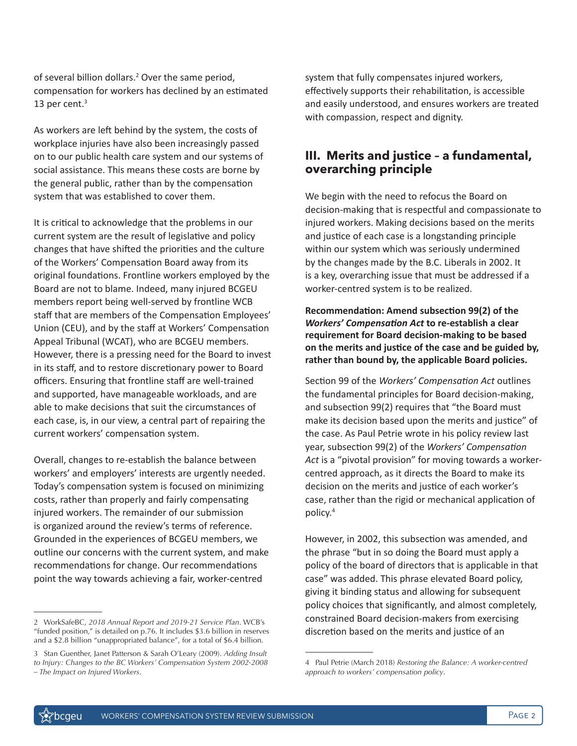of several billion dollars.[2] Over the same period, compensation for workers has declined by an estimated 13 per cent.[3]

As workers are left behind by the system, the costs of workplace injuries have also been increasingly passed on to our public health care system and our systems of social assistance. This means these costs are borne by the general public, rather than by the compensation system that was established to cover them.

It is critical to acknowledge that the problems in our current system are the result of legislative and policy changes that have shifted the priorities and the culture of the Workers' Compensation Board away from its original foundations. Frontline workers employed by the Board are not to blame. Indeed, many injured BCGEU members report being well-served by frontline WCB staff that are members of the Compensation Employees' Union (CEU), and by the staff at Workers' Compensation Appeal Tribunal (WCAT), who are BCGEU members. However, there is a pressing need for the Board to invest in its staff, and to restore discretionary power to Board officers. Ensuring that frontline staff are well-trained and supported, have manageable workloads, and are able to make decisions that suit the circumstances of each case, is, in our view, a central part of repairing the current workers' compensation system.

Overall, changes to re-establish the balance between workers' and employers' interests are urgently needed. Today's compensation system is focused on minimizing costs, rather than properly and fairly compensating injured workers. The remainder of our submission is organized around the review's terms of reference. Grounded in the experiences of BCGEU members, we outline our concerns with the current system, and make recommendations for change. Our recommendations point the way towards achieving a fair, worker-centred system that fully compensates injured workers, effectively supports their rehabilitation, is accessible and easily understood, and ensures workers are treated with compassion, respect and dignity.

## III. Merits and justice – a fundamental, overarching principle

We begin with the need to refocus the Board on decision-making that is respectful and compassionate to injured workers. Making decisions based on the merits and justice of each case is a longstanding principle within our system which was seriously undermined by the changes made by the B.C. Liberals in 2002. It is a key, overarching issue that must be addressed if a worker-centred system is to be realized.

**Recommendation: Amend subsection 99(2) of the *Workers' Compensation Act* to re-establish a clear requirement for Board decision-making to be based on the merits and justice of the case and be guided by, rather than bound by, the applicable Board policies.**

Section 99 of the *Workers' Compensation Act* outlines the fundamental principles for Board decision-making, and subsection 99(2) requires that "the Board must make its decision based upon the merits and justice" of the case. As Paul Petrie wrote in his policy review last year, subsection 99(2) of the *Workers' Compensation Act* is a "pivotal provision" for moving towards a worker-centred approach, as it directs the Board to make its decision on the merits and justice of each worker's case, rather than the rigid or mechanical application of policy.[4]

However, in 2002, this subsection was amended, and the phrase "but in so doing the Board must apply a policy of the board of directors that is applicable in that case" was added. This phrase elevated Board policy, giving it binding status and allowing for subsequent policy choices that significantly, and almost completely, constrained Board decision-makers from exercising discretion based on the merits and justice of an

---

2 WorkSafeBC, *2018 Annual Report and 2019-21 Service Plan*. WCB's "funded position," is detailed on p.76. It includes $3.6 billion in reserves and a $2.8 billion "unappropriated balance", for a total of $6.4 billion.

3 Stan Guenther, Janet Patterson & Sarah O'Leary (2009). *Adding Insult to Injury: Changes to the BC Workers' Compensation System 2002-2008 – The Impact on Injured Workers*.

4 Paul Petrie (March 2018) *Restoring the Balance: A worker-centred approach to workers' compensation policy*.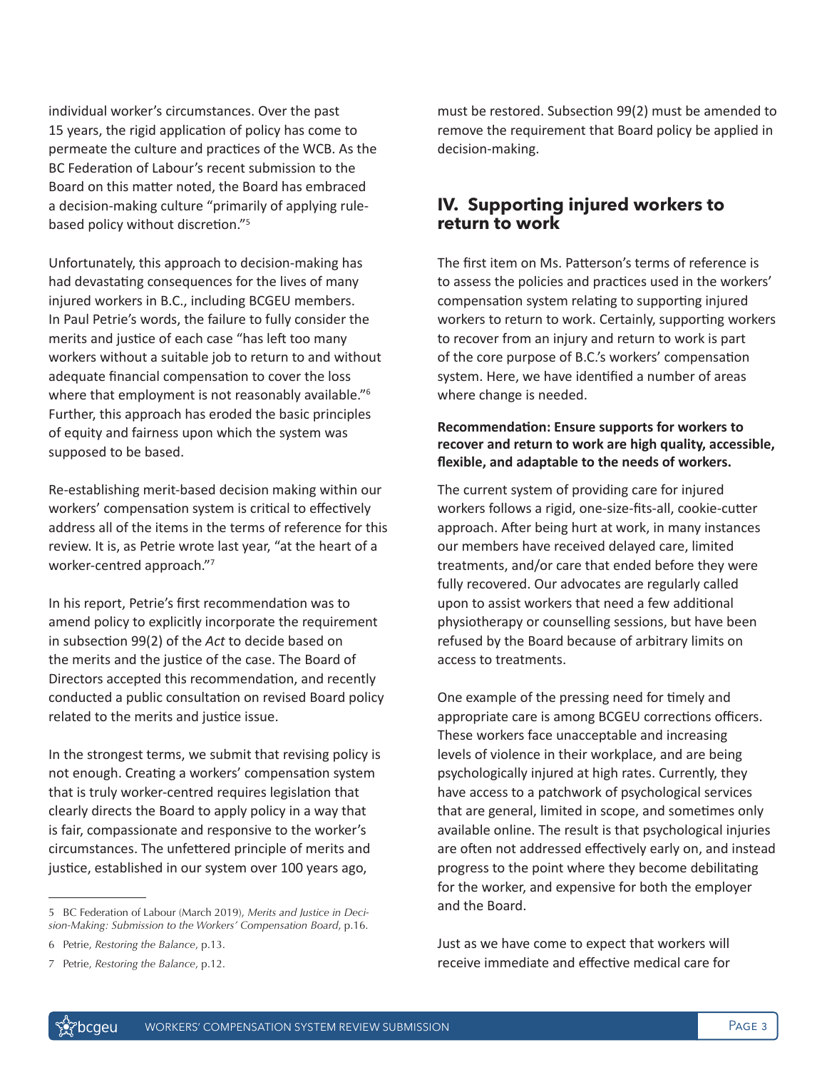individual worker's circumstances. Over the past 15 years, the rigid application of policy has come to permeate the culture and practices of the WCB. As the BC Federation of Labour's recent submission to the Board on this matter noted, the Board has embraced a decision-making culture "primarily of applying rule-based policy without discretion."[5]

Unfortunately, this approach to decision-making has had devastating consequences for the lives of many injured workers in B.C., including BCGEU members. In Paul Petrie's words, the failure to fully consider the merits and justice of each case "has left too many workers without a suitable job to return to and without adequate financial compensation to cover the loss where that employment is not reasonably available."[6] Further, this approach has eroded the basic principles of equity and fairness upon which the system was supposed to be based.

Re-establishing merit-based decision making within our workers' compensation system is critical to effectively address all of the items in the terms of reference for this review. It is, as Petrie wrote last year, "at the heart of a worker-centred approach."[7]

In his report, Petrie's first recommendation was to amend policy to explicitly incorporate the requirement in subsection 99(2) of the *Act* to decide based on the merits and the justice of the case. The Board of Directors accepted this recommendation, and recently conducted a public consultation on revised Board policy related to the merits and justice issue.

In the strongest terms, we submit that revising policy is not enough. Creating a workers' compensation system that is truly worker-centred requires legislation that clearly directs the Board to apply policy in a way that is fair, compassionate and responsive to the worker's circumstances. The unfettered principle of merits and justice, established in our system over 100 years ago, must be restored. Subsection 99(2) must be amended to remove the requirement that Board policy be applied in decision-making.

## IV. Supporting injured workers to return to work

The first item on Ms. Patterson's terms of reference is to assess the policies and practices used in the workers' compensation system relating to supporting injured workers to return to work. Certainly, supporting workers to recover from an injury and return to work is part of the core purpose of B.C.'s workers' compensation system. Here, we have identified a number of areas where change is needed.

**Recommendation: Ensure supports for workers to recover and return to work are high quality, accessible, flexible, and adaptable to the needs of workers.**

The current system of providing care for injured workers follows a rigid, one-size-fits-all, cookie-cutter approach. After being hurt at work, in many instances our members have received delayed care, limited treatments, and/or care that ended before they were fully recovered. Our advocates are regularly called upon to assist workers that need a few additional physiotherapy or counselling sessions, but have been refused by the Board because of arbitrary limits on access to treatments.

One example of the pressing need for timely and appropriate care is among BCGEU corrections officers. These workers face unacceptable and increasing levels of violence in their workplace, and are being psychologically injured at high rates. Currently, they have access to a patchwork of psychological services that are general, limited in scope, and sometimes only available online. The result is that psychological injuries are often not addressed effectively early on, and instead progress to the point where they become debilitating for the worker, and expensive for both the employer and the Board.

Just as we have come to expect that workers will receive immediate and effective medical care for

---

5 BC Federation of Labour (March 2019), *Merits and Justice in Decision-Making: Submission to the Workers' Compensation Board*, p.16.

6 Petrie, *Restoring the Balance*, p.13.

7 Petrie, *Restoring the Balance*, p.12.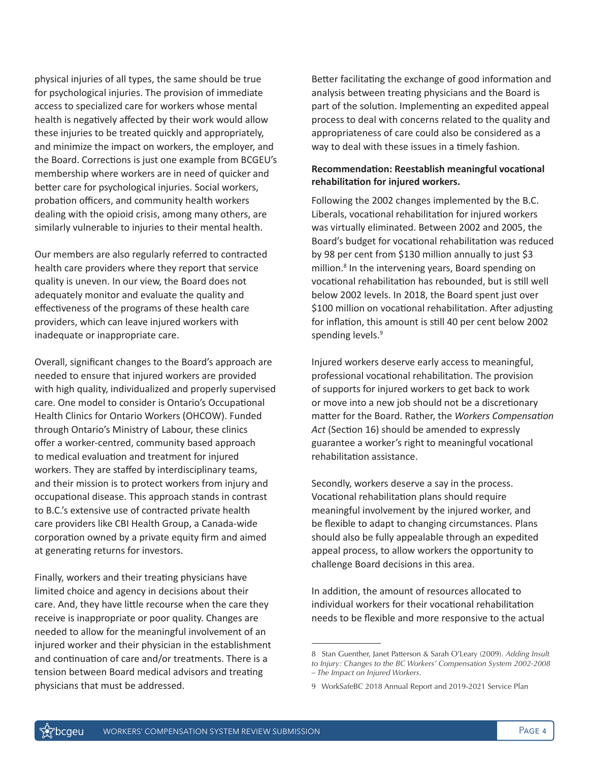physical injuries of all types, the same should be true for psychological injuries. The provision of immediate access to specialized care for workers whose mental health is negatively affected by their work would allow these injuries to be treated quickly and appropriately, and minimize the impact on workers, the employer, and the Board. Corrections is just one example from BCGEU's membership where workers are in need of quicker and better care for psychological injuries. Social workers, probation officers, and community health workers dealing with the opioid crisis, among many others, are similarly vulnerable to injuries to their mental health.

Our members are also regularly referred to contracted health care providers where they report that service quality is uneven. In our view, the Board does not adequately monitor and evaluate the quality and effectiveness of the programs of these health care providers, which can leave injured workers with inadequate or inappropriate care.

Overall, significant changes to the Board's approach are needed to ensure that injured workers are provided with high quality, individualized and properly supervised care. One model to consider is Ontario's Occupational Health Clinics for Ontario Workers (OHCOW). Funded through Ontario's Ministry of Labour, these clinics offer a worker-centred, community based approach to medical evaluation and treatment for injured workers. They are staffed by interdisciplinary teams, and their mission is to protect workers from injury and occupational disease. This approach stands in contrast to B.C.'s extensive use of contracted private health care providers like CBI Health Group, a Canada-wide corporation owned by a private equity firm and aimed at generating returns for investors.

Finally, workers and their treating physicians have limited choice and agency in decisions about their care. And, they have little recourse when the care they receive is inappropriate or poor quality. Changes are needed to allow for the meaningful involvement of an injured worker and their physician in the establishment and continuation of care and/or treatments. There is a tension between Board medical advisors and treating physicians that must be addressed.

Better facilitating the exchange of good information and analysis between treating physicians and the Board is part of the solution. Implementing an expedited appeal process to deal with concerns related to the quality and appropriateness of care could also be considered as a way to deal with these issues in a timely fashion.

**Recommendation: Reestablish meaningful vocational rehabilitation for injured workers.**

Following the 2002 changes implemented by the B.C. Liberals, vocational rehabilitation for injured workers was virtually eliminated. Between 2002 and 2005, the Board's budget for vocational rehabilitation was reduced by 98 per cent from $130 million annually to just $3 million.[8] In the intervening years, Board spending on vocational rehabilitation has rebounded, but is still well below 2002 levels. In 2018, the Board spent just over $100 million on vocational rehabilitation. After adjusting for inflation, this amount is still 40 per cent below 2002 spending levels.[9]

Injured workers deserve early access to meaningful, professional vocational rehabilitation. The provision of supports for injured workers to get back to work or move into a new job should not be a discretionary matter for the Board. Rather, the *Workers Compensation Act* (Section 16) should be amended to expressly guarantee a worker's right to meaningful vocational rehabilitation assistance.

Secondly, workers deserve a say in the process. Vocational rehabilitation plans should require meaningful involvement by the injured worker, and be flexible to adapt to changing circumstances. Plans should also be fully appealable through an expedited appeal process, to allow workers the opportunity to challenge Board decisions in this area.

In addition, the amount of resources allocated to individual workers for their vocational rehabilitation needs to be flexible and more responsive to the actual

---

8 Stan Guenther, Janet Patterson & Sarah O'Leary (2009). *Adding Insult to Injury: Changes to the BC Workers' Compensation System 2002-2008 – The Impact on Injured Workers*.

9 WorkSafeBC 2018 Annual Report and 2019-2021 Service Plan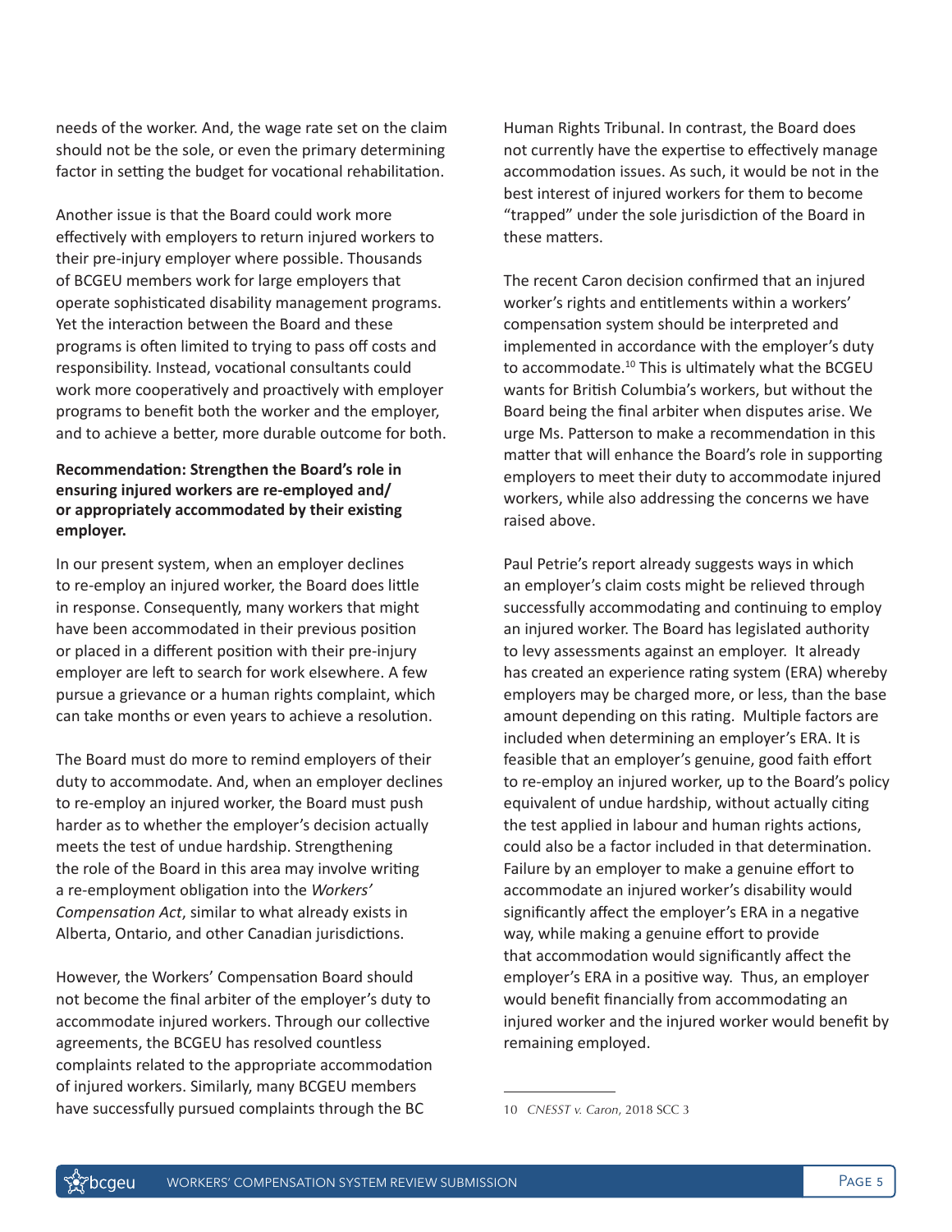needs of the worker. And, the wage rate set on the claim should not be the sole, or even the primary determining factor in setting the budget for vocational rehabilitation.

Another issue is that the Board could work more effectively with employers to return injured workers to their pre-injury employer where possible. Thousands of BCGEU members work for large employers that operate sophisticated disability management programs. Yet the interaction between the Board and these programs is often limited to trying to pass off costs and responsibility. Instead, vocational consultants could work more cooperatively and proactively with employer programs to benefit both the worker and the employer, and to achieve a better, more durable outcome for both.

**Recommendation: Strengthen the Board's role in ensuring injured workers are re-employed and/or appropriately accommodated by their existing employer.**

In our present system, when an employer declines to re-employ an injured worker, the Board does little in response. Consequently, many workers that might have been accommodated in their previous position or placed in a different position with their pre-injury employer are left to search for work elsewhere. A few pursue a grievance or a human rights complaint, which can take months or even years to achieve a resolution.

The Board must do more to remind employers of their duty to accommodate. And, when an employer declines to re-employ an injured worker, the Board must push harder as to whether the employer's decision actually meets the test of undue hardship. Strengthening the role of the Board in this area may involve writing a re-employment obligation into the *Workers' Compensation Act*, similar to what already exists in Alberta, Ontario, and other Canadian jurisdictions.

However, the Workers' Compensation Board should not become the final arbiter of the employer's duty to accommodate injured workers. Through our collective agreements, the BCGEU has resolved countless complaints related to the appropriate accommodation of injured workers. Similarly, many BCGEU members have successfully pursued complaints through the BC Human Rights Tribunal. In contrast, the Board does not currently have the expertise to effectively manage accommodation issues. As such, it would be not in the best interest of injured workers for them to become "trapped" under the sole jurisdiction of the Board in these matters.

The recent Caron decision confirmed that an injured worker's rights and entitlements within a workers' compensation system should be interpreted and implemented in accordance with the employer's duty to accommodate.[10] This is ultimately what the BCGEU wants for British Columbia's workers, but without the Board being the final arbiter when disputes arise. We urge Ms. Patterson to make a recommendation in this matter that will enhance the Board's role in supporting employers to meet their duty to accommodate injured workers, while also addressing the concerns we have raised above.

Paul Petrie's report already suggests ways in which an employer's claim costs might be relieved through successfully accommodating and continuing to employ an injured worker. The Board has legislated authority to levy assessments against an employer. It already has created an experience rating system (ERA) whereby employers may be charged more, or less, than the base amount depending on this rating. Multiple factors are included when determining an employer's ERA. It is feasible that an employer's genuine, good faith effort to re-employ an injured worker, up to the Board's policy equivalent of undue hardship, without actually citing the test applied in labour and human rights actions, could also be a factor included in that determination. Failure by an employer to make a genuine effort to accommodate an injured worker's disability would significantly affect the employer's ERA in a negative way, while making a genuine effort to provide that accommodation would significantly affect the employer's ERA in a positive way. Thus, an employer would benefit financially from accommodating an injured worker and the injured worker would benefit by remaining employed.

---

10 *CNESST v. Caron*, 2018 SCC 3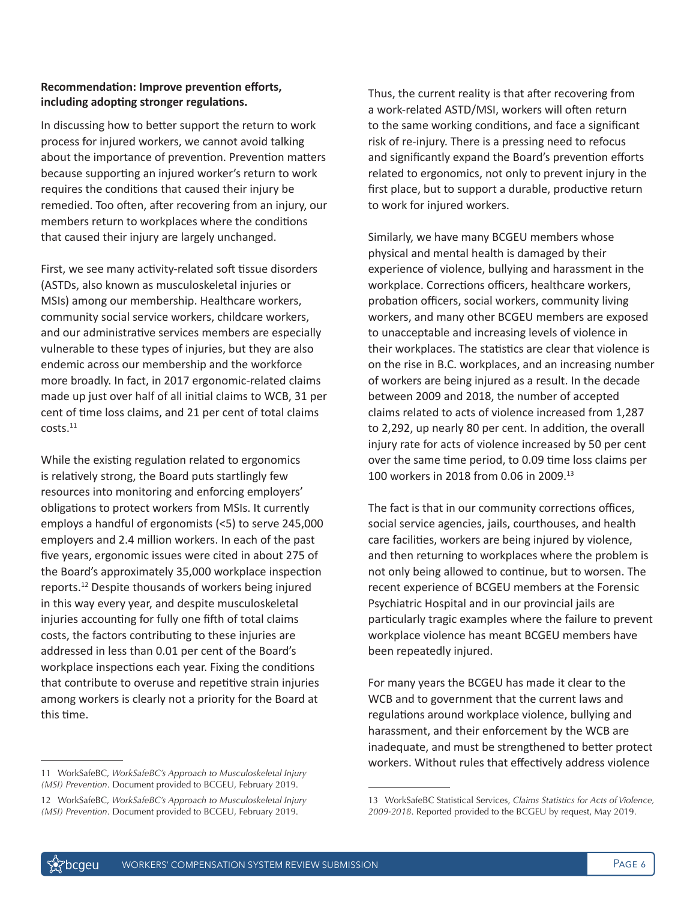**Recommendation: Improve prevention efforts, including adopting stronger regulations.**

In discussing how to better support the return to work process for injured workers, we cannot avoid talking about the importance of prevention. Prevention matters because supporting an injured worker's return to work requires the conditions that caused their injury be remedied. Too often, after recovering from an injury, our members return to workplaces where the conditions that caused their injury are largely unchanged.

First, we see many activity-related soft tissue disorders (ASTDs, also known as musculoskeletal injuries or MSIs) among our membership. Healthcare workers, community social service workers, childcare workers, and our administrative services members are especially vulnerable to these types of injuries, but they are also endemic across our membership and the workforce more broadly. In fact, in 2017 ergonomic-related claims made up just over half of all initial claims to WCB, 31 per cent of time loss claims, and 21 per cent of total claims costs.[11]

While the existing regulation related to ergonomics is relatively strong, the Board puts startlingly few resources into monitoring and enforcing employers' obligations to protect workers from MSIs. It currently employs a handful of ergonomists (<5) to serve 245,000 employers and 2.4 million workers. In each of the past five years, ergonomic issues were cited in about 275 of the Board's approximately 35,000 workplace inspection reports.[12] Despite thousands of workers being injured in this way every year, and despite musculoskeletal injuries accounting for fully one fifth of total claims costs, the factors contributing to these injuries are addressed in less than 0.01 per cent of the Board's workplace inspections each year. Fixing the conditions that contribute to overuse and repetitive strain injuries among workers is clearly not a priority for the Board at this time.

Thus, the current reality is that after recovering from a work-related ASTD/MSI, workers will often return to the same working conditions, and face a significant risk of re-injury. There is a pressing need to refocus and significantly expand the Board's prevention efforts related to ergonomics, not only to prevent injury in the first place, but to support a durable, productive return to work for injured workers.

Similarly, we have many BCGEU members whose physical and mental health is damaged by their experience of violence, bullying and harassment in the workplace. Corrections officers, healthcare workers, probation officers, social workers, community living workers, and many other BCGEU members are exposed to unacceptable and increasing levels of violence in their workplaces. The statistics are clear that violence is on the rise in B.C. workplaces, and an increasing number of workers are being injured as a result. In the decade between 2009 and 2018, the number of accepted claims related to acts of violence increased from 1,287 to 2,292, up nearly 80 per cent. In addition, the overall injury rate for acts of violence increased by 50 per cent over the same time period, to 0.09 time loss claims per 100 workers in 2018 from 0.06 in 2009.[13]

The fact is that in our community corrections offices, social service agencies, jails, courthouses, and health care facilities, workers are being injured by violence, and then returning to workplaces where the problem is not only being allowed to continue, but to worsen. The recent experience of BCGEU members at the Forensic Psychiatric Hospital and in our provincial jails are particularly tragic examples where the failure to prevent workplace violence has meant BCGEU members have been repeatedly injured.

For many years the BCGEU has made it clear to the WCB and to government that the current laws and regulations around workplace violence, bullying and harassment, and their enforcement by the WCB are inadequate, and must be strengthened to better protect workers. Without rules that effectively address violence

---

11 WorkSafeBC, *WorkSafeBC's Approach to Musculoskeletal Injury (MSI) Prevention*. Document provided to BCGEU, February 2019.

12 WorkSafeBC, *WorkSafeBC's Approach to Musculoskeletal Injury (MSI) Prevention*. Document provided to BCGEU, February 2019.

13 WorkSafeBC Statistical Services, *Claims Statistics for Acts of Violence, 2009-2018*. Reported provided to the BCGEU by request, May 2019.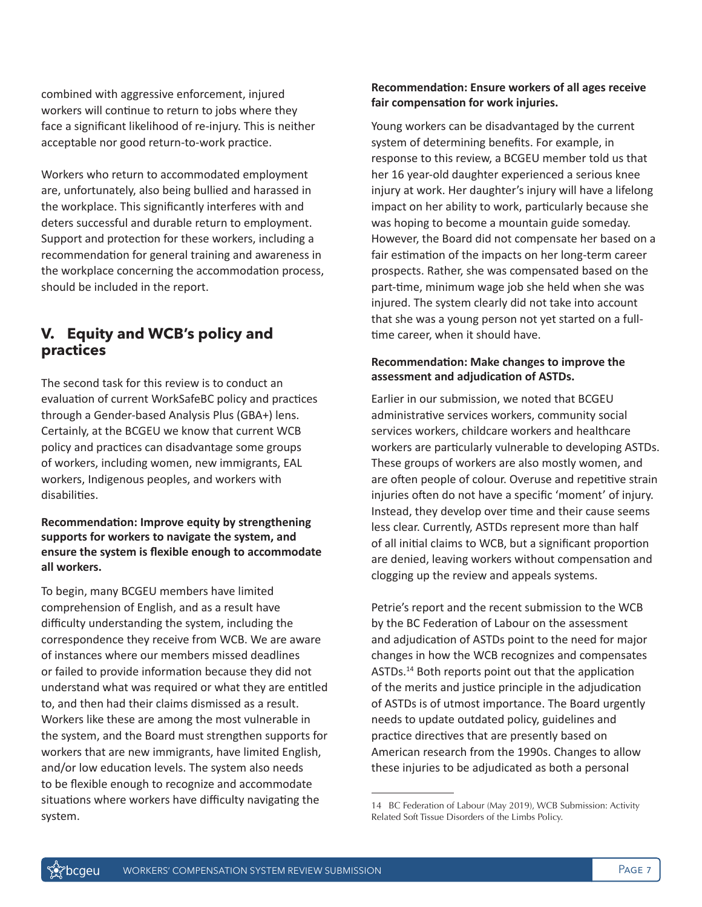combined with aggressive enforcement, injured workers will continue to return to jobs where they face a significant likelihood of re-injury. This is neither acceptable nor good return-to-work practice.

Workers who return to accommodated employment are, unfortunately, also being bullied and harassed in the workplace. This significantly interferes with and deters successful and durable return to employment. Support and protection for these workers, including a recommendation for general training and awareness in the workplace concerning the accommodation process, should be included in the report.

## V. Equity and WCB's policy and practices

The second task for this review is to conduct an evaluation of current WorkSafeBC policy and practices through a Gender-based Analysis Plus (GBA+) lens. Certainly, at the BCGEU we know that current WCB policy and practices can disadvantage some groups of workers, including women, new immigrants, EAL workers, Indigenous peoples, and workers with disabilities.

**Recommendation: Improve equity by strengthening supports for workers to navigate the system, and ensure the system is flexible enough to accommodate all workers.**

To begin, many BCGEU members have limited comprehension of English, and as a result have difficulty understanding the system, including the correspondence they receive from WCB. We are aware of instances where our members missed deadlines or failed to provide information because they did not understand what was required or what they are entitled to, and then had their claims dismissed as a result. Workers like these are among the most vulnerable in the system, and the Board must strengthen supports for workers that are new immigrants, have limited English, and/or low education levels. The system also needs to be flexible enough to recognize and accommodate situations where workers have difficulty navigating the system.

**Recommendation: Ensure workers of all ages receive fair compensation for work injuries.**

Young workers can be disadvantaged by the current system of determining benefits. For example, in response to this review, a BCGEU member told us that her 16 year-old daughter experienced a serious knee injury at work. Her daughter's injury will have a lifelong impact on her ability to work, particularly because she was hoping to become a mountain guide someday. However, the Board did not compensate her based on a fair estimation of the impacts on her long-term career prospects. Rather, she was compensated based on the part-time, minimum wage job she held when she was injured. The system clearly did not take into account that she was a young person not yet started on a full-time career, when it should have.

**Recommendation: Make changes to improve the assessment and adjudication of ASTDs.**

Earlier in our submission, we noted that BCGEU administrative services workers, community social services workers, childcare workers and healthcare workers are particularly vulnerable to developing ASTDs. These groups of workers are also mostly women, and are often people of colour. Overuse and repetitive strain injuries often do not have a specific 'moment' of injury. Instead, they develop over time and their cause seems less clear. Currently, ASTDs represent more than half of all initial claims to WCB, but a significant proportion are denied, leaving workers without compensation and clogging up the review and appeals systems.

Petrie's report and the recent submission to the WCB by the BC Federation of Labour on the assessment and adjudication of ASTDs point to the need for major changes in how the WCB recognizes and compensates ASTDs.[14] Both reports point out that the application of the merits and justice principle in the adjudication of ASTDs is of utmost importance. The Board urgently needs to update outdated policy, guidelines and practice directives that are presently based on American research from the 1990s. Changes to allow these injuries to be adjudicated as both a personal

---

14 BC Federation of Labour (May 2019), WCB Submission: Activity Related Soft Tissue Disorders of the Limbs Policy.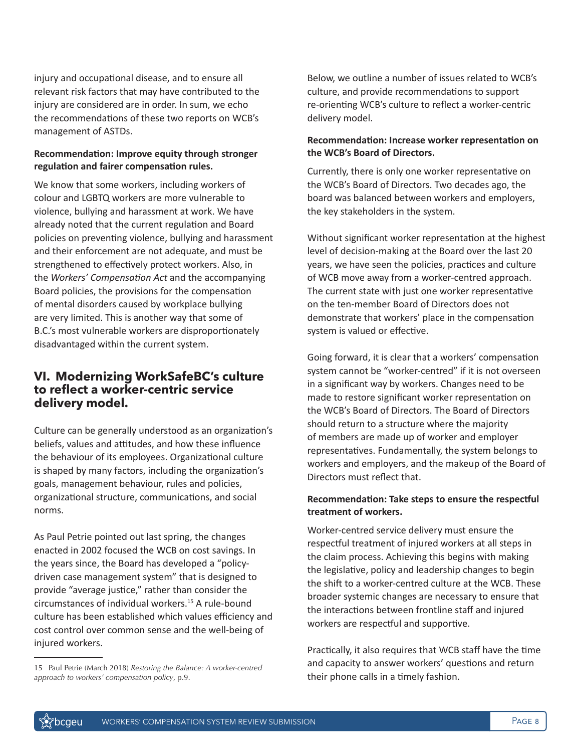injury and occupational disease, and to ensure all relevant risk factors that may have contributed to the injury are considered are in order. In sum, we echo the recommendations of these two reports on WCB's management of ASTDs.

**Recommendation: Improve equity through stronger regulation and fairer compensation rules.**

We know that some workers, including workers of colour and LGBTQ workers are more vulnerable to violence, bullying and harassment at work. We have already noted that the current regulation and Board policies on preventing violence, bullying and harassment and their enforcement are not adequate, and must be strengthened to effectively protect workers. Also, in the *Workers' Compensation Act* and the accompanying Board policies, the provisions for the compensation of mental disorders caused by workplace bullying are very limited. This is another way that some of B.C.'s most vulnerable workers are disproportionately disadvantaged within the current system.

## VI. Modernizing WorkSafeBC's culture to reflect a worker-centric service delivery model.

Culture can be generally understood as an organization's beliefs, values and attitudes, and how these influence the behaviour of its employees. Organizational culture is shaped by many factors, including the organization's goals, management behaviour, rules and policies, organizational structure, communications, and social norms.

As Paul Petrie pointed out last spring, the changes enacted in 2002 focused the WCB on cost savings. In the years since, the Board has developed a "policy-driven case management system" that is designed to provide "average justice," rather than consider the circumstances of individual workers.[15] A rule-bound culture has been established which values efficiency and cost control over common sense and the well-being of injured workers.

Below, we outline a number of issues related to WCB's culture, and provide recommendations to support re-orienting WCB's culture to reflect a worker-centric delivery model.

**Recommendation: Increase worker representation on the WCB's Board of Directors.**

Currently, there is only one worker representative on the WCB's Board of Directors. Two decades ago, the board was balanced between workers and employers, the key stakeholders in the system.

Without significant worker representation at the highest level of decision-making at the Board over the last 20 years, we have seen the policies, practices and culture of WCB move away from a worker-centred approach. The current state with just one worker representative on the ten-member Board of Directors does not demonstrate that workers' place in the compensation system is valued or effective.

Going forward, it is clear that a workers' compensation system cannot be "worker-centred" if it is not overseen in a significant way by workers. Changes need to be made to restore significant worker representation on the WCB's Board of Directors. The Board of Directors should return to a structure where the majority of members are made up of worker and employer representatives. Fundamentally, the system belongs to workers and employers, and the makeup of the Board of Directors must reflect that.

**Recommendation: Take steps to ensure the respectful treatment of workers.**

Worker-centred service delivery must ensure the respectful treatment of injured workers at all steps in the claim process. Achieving this begins with making the legislative, policy and leadership changes to begin the shift to a worker-centred culture at the WCB. These broader systemic changes are necessary to ensure that the interactions between frontline staff and injured workers are respectful and supportive.

Practically, it also requires that WCB staff have the time and capacity to answer workers' questions and return their phone calls in a timely fashion.

---

15 Paul Petrie (March 2018) *Restoring the Balance: A worker-centred approach to workers' compensation policy*, p.9.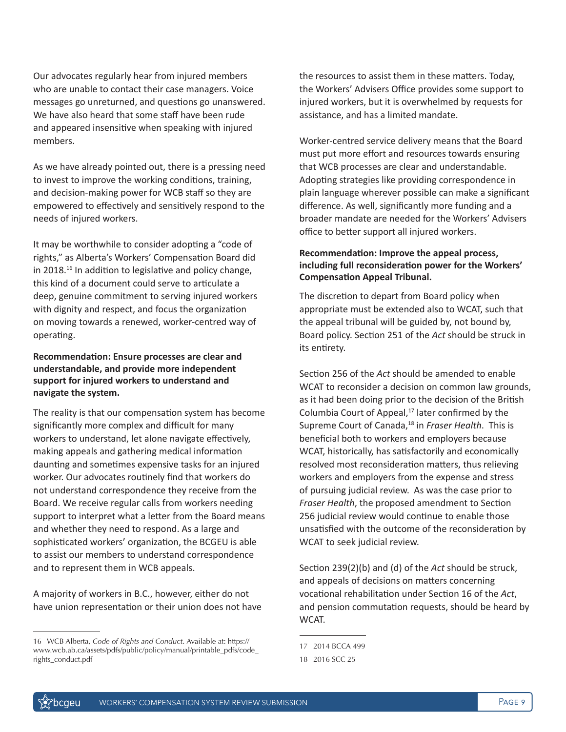Our advocates regularly hear from injured members who are unable to contact their case managers. Voice messages go unreturned, and questions go unanswered. We have also heard that some staff have been rude and appeared insensitive when speaking with injured members.

As we have already pointed out, there is a pressing need to invest to improve the working conditions, training, and decision-making power for WCB staff so they are empowered to effectively and sensitively respond to the needs of injured workers.

It may be worthwhile to consider adopting a "code of rights," as Alberta's Workers' Compensation Board did in 2018.[16] In addition to legislative and policy change, this kind of a document could serve to articulate a deep, genuine commitment to serving injured workers with dignity and respect, and focus the organization on moving towards a renewed, worker-centred way of operating.

**Recommendation: Ensure processes are clear and understandable, and provide more independent support for injured workers to understand and navigate the system.**

The reality is that our compensation system has become significantly more complex and difficult for many workers to understand, let alone navigate effectively, making appeals and gathering medical information daunting and sometimes expensive tasks for an injured worker. Our advocates routinely find that workers do not understand correspondence they receive from the Board. We receive regular calls from workers needing support to interpret what a letter from the Board means and whether they need to respond. As a large and sophisticated workers' organization, the BCGEU is able to assist our members to understand correspondence and to represent them in WCB appeals.

A majority of workers in B.C., however, either do not have union representation or their union does not have the resources to assist them in these matters. Today, the Workers' Advisers Office provides some support to injured workers, but it is overwhelmed by requests for assistance, and has a limited mandate.

Worker-centred service delivery means that the Board must put more effort and resources towards ensuring that WCB processes are clear and understandable. Adopting strategies like providing correspondence in plain language wherever possible can make a significant difference. As well, significantly more funding and a broader mandate are needed for the Workers' Advisers office to better support all injured workers.

**Recommendation: Improve the appeal process, including full reconsideration power for the Workers' Compensation Appeal Tribunal.**

The discretion to depart from Board policy when appropriate must be extended also to WCAT, such that the appeal tribunal will be guided by, not bound by, Board policy. Section 251 of the *Act* should be struck in its entirety.

Section 256 of the *Act* should be amended to enable WCAT to reconsider a decision on common law grounds, as it had been doing prior to the decision of the British Columbia Court of Appeal,[17] later confirmed by the Supreme Court of Canada,[18] in *Fraser Health*. This is beneficial both to workers and employers because WCAT, historically, has satisfactorily and economically resolved most reconsideration matters, thus relieving workers and employers from the expense and stress of pursuing judicial review. As was the case prior to *Fraser Health*, the proposed amendment to Section 256 judicial review would continue to enable those unsatisfied with the outcome of the reconsideration by WCAT to seek judicial review.

Section 239(2)(b) and (d) of the *Act* should be struck, and appeals of decisions on matters concerning vocational rehabilitation under Section 16 of the *Act*, and pension commutation requests, should be heard by WCAT.

---

16 WCB Alberta, *Code of Rights and Conduct*. Available at: https://www.wcb.ab.ca/assets/pdfs/public/policy/manual/printable_pdfs/code_rights_conduct.pdf

17 2014 BCCA 499

18 2016 SCC 25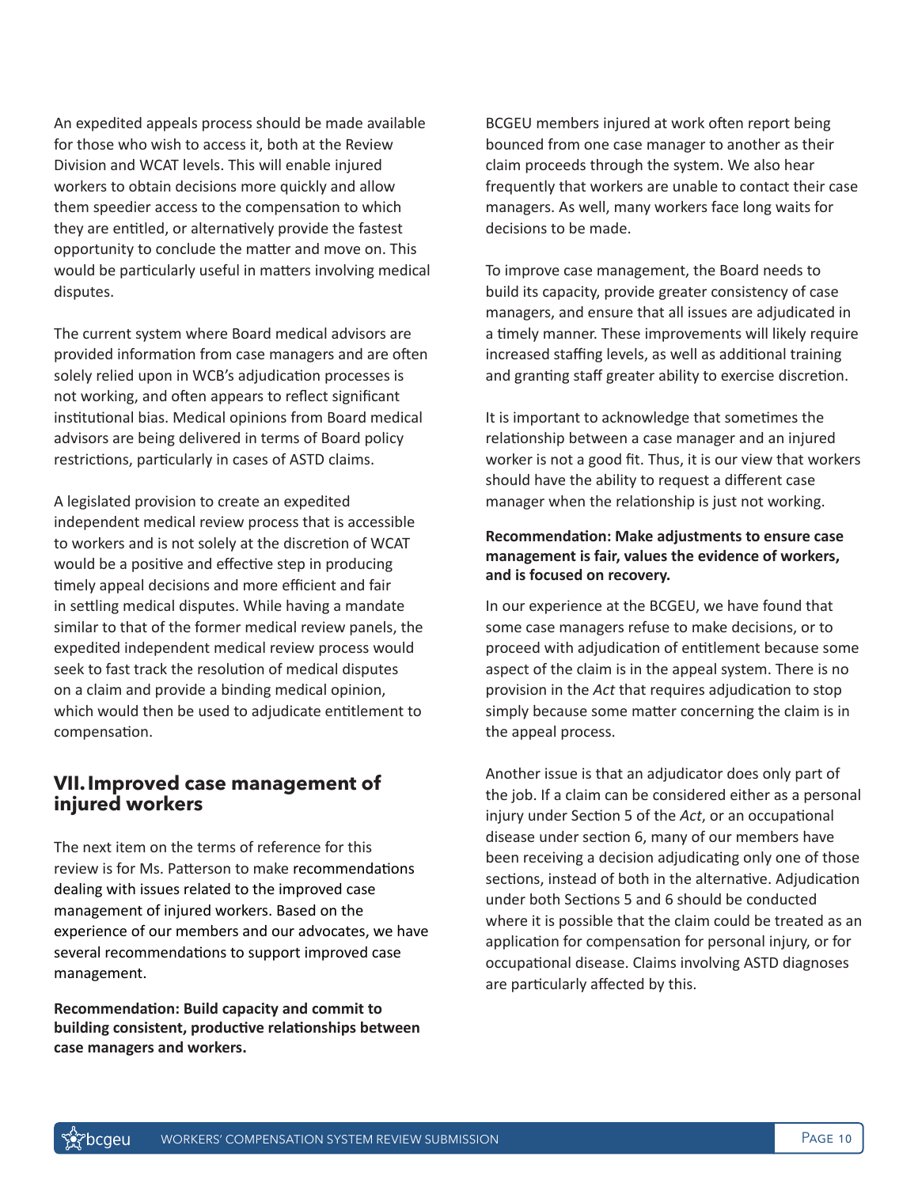An expedited appeals process should be made available for those who wish to access it, both at the Review Division and WCAT levels. This will enable injured workers to obtain decisions more quickly and allow them speedier access to the compensation to which they are entitled, or alternatively provide the fastest opportunity to conclude the matter and move on. This would be particularly useful in matters involving medical disputes.

The current system where Board medical advisors are provided information from case managers and are often solely relied upon in WCB's adjudication processes is not working, and often appears to reflect significant institutional bias. Medical opinions from Board medical advisors are being delivered in terms of Board policy restrictions, particularly in cases of ASTD claims.

A legislated provision to create an expedited independent medical review process that is accessible to workers and is not solely at the discretion of WCAT would be a positive and effective step in producing timely appeal decisions and more efficient and fair in settling medical disputes. While having a mandate similar to that of the former medical review panels, the expedited independent medical review process would seek to fast track the resolution of medical disputes on a claim and provide a binding medical opinion, which would then be used to adjudicate entitlement to compensation.

## VII. Improved case management of injured workers

The next item on the terms of reference for this review is for Ms. Patterson to make recommendations dealing with issues related to the improved case management of injured workers. Based on the experience of our members and our advocates, we have several recommendations to support improved case management.

**Recommendation: Build capacity and commit to building consistent, productive relationships between case managers and workers.**

BCGEU members injured at work often report being bounced from one case manager to another as their claim proceeds through the system. We also hear frequently that workers are unable to contact their case managers. As well, many workers face long waits for decisions to be made.

To improve case management, the Board needs to build its capacity, provide greater consistency of case managers, and ensure that all issues are adjudicated in a timely manner. These improvements will likely require increased staffing levels, as well as additional training and granting staff greater ability to exercise discretion.

It is important to acknowledge that sometimes the relationship between a case manager and an injured worker is not a good fit. Thus, it is our view that workers should have the ability to request a different case manager when the relationship is just not working.

**Recommendation: Make adjustments to ensure case management is fair, values the evidence of workers, and is focused on recovery.**

In our experience at the BCGEU, we have found that some case managers refuse to make decisions, or to proceed with adjudication of entitlement because some aspect of the claim is in the appeal system. There is no provision in the *Act* that requires adjudication to stop simply because some matter concerning the claim is in the appeal process.

Another issue is that an adjudicator does only part of the job. If a claim can be considered either as a personal injury under Section 5 of the *Act*, or an occupational disease under section 6, many of our members have been receiving a decision adjudicating only one of those sections, instead of both in the alternative. Adjudication under both Sections 5 and 6 should be conducted where it is possible that the claim could be treated as an application for compensation for personal injury, or for occupational disease. Claims involving ASTD diagnoses are particularly affected by this.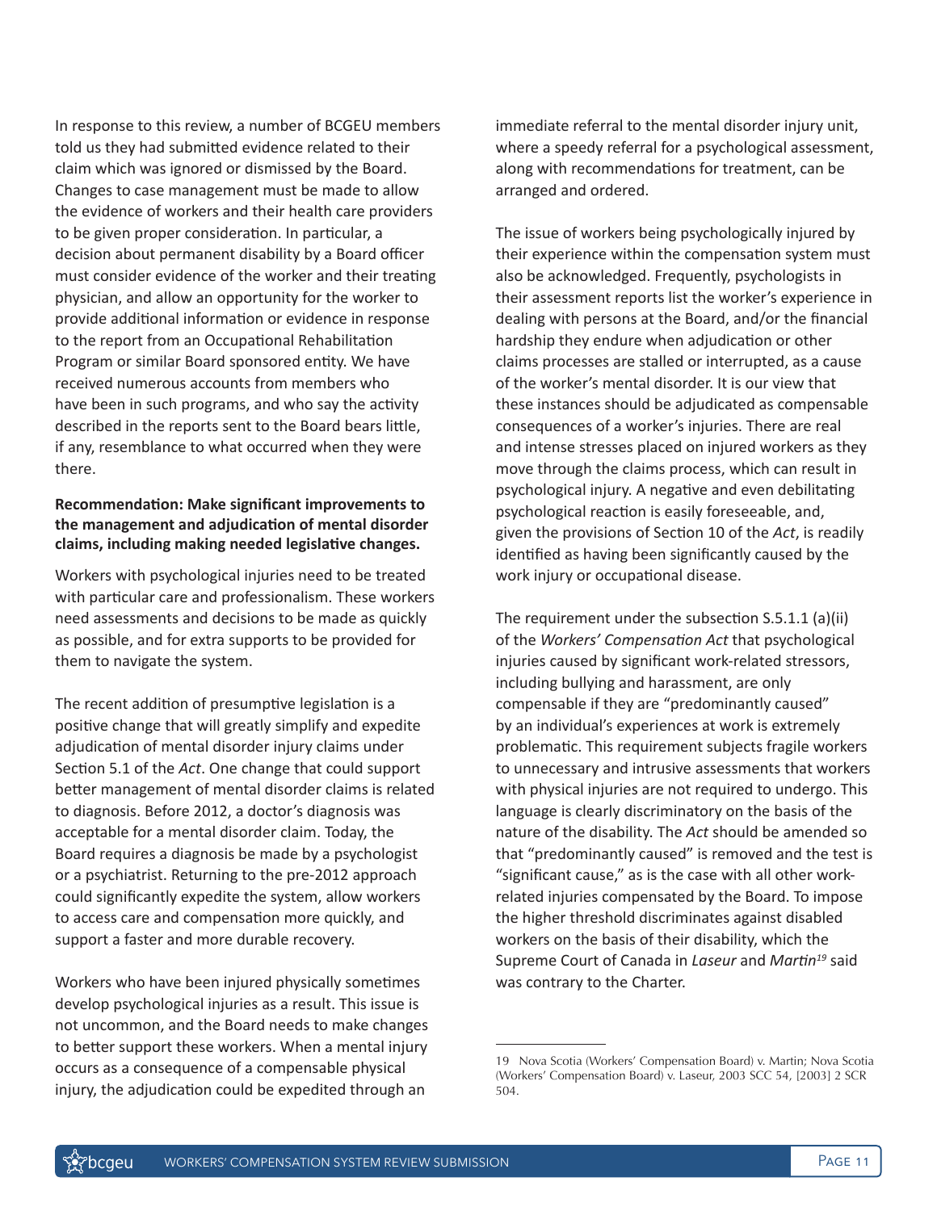In response to this review, a number of BCGEU members told us they had submitted evidence related to their claim which was ignored or dismissed by the Board. Changes to case management must be made to allow the evidence of workers and their health care providers to be given proper consideration. In particular, a decision about permanent disability by a Board officer must consider evidence of the worker and their treating physician, and allow an opportunity for the worker to provide additional information or evidence in response to the report from an Occupational Rehabilitation Program or similar Board sponsored entity. We have received numerous accounts from members who have been in such programs, and who say the activity described in the reports sent to the Board bears little, if any, resemblance to what occurred when they were there.

**Recommendation: Make significant improvements to the management and adjudication of mental disorder claims, including making needed legislative changes.**

Workers with psychological injuries need to be treated with particular care and professionalism. These workers need assessments and decisions to be made as quickly as possible, and for extra supports to be provided for them to navigate the system.

The recent addition of presumptive legislation is a positive change that will greatly simplify and expedite adjudication of mental disorder injury claims under Section 5.1 of the *Act*. One change that could support better management of mental disorder claims is related to diagnosis. Before 2012, a doctor's diagnosis was acceptable for a mental disorder claim. Today, the Board requires a diagnosis be made by a psychologist or a psychiatrist. Returning to the pre-2012 approach could significantly expedite the system, allow workers to access care and compensation more quickly, and support a faster and more durable recovery.

Workers who have been injured physically sometimes develop psychological injuries as a result. This issue is not uncommon, and the Board needs to make changes to better support these workers. When a mental injury occurs as a consequence of a compensable physical injury, the adjudication could be expedited through an immediate referral to the mental disorder injury unit, where a speedy referral for a psychological assessment, along with recommendations for treatment, can be arranged and ordered.

The issue of workers being psychologically injured by their experience within the compensation system must also be acknowledged. Frequently, psychologists in their assessment reports list the worker's experience in dealing with persons at the Board, and/or the financial hardship they endure when adjudication or other claims processes are stalled or interrupted, as a cause of the worker's mental disorder. It is our view that these instances should be adjudicated as compensable consequences of a worker's injuries. There are real and intense stresses placed on injured workers as they move through the claims process, which can result in psychological injury. A negative and even debilitating psychological reaction is easily foreseeable, and, given the provisions of Section 10 of the *Act*, is readily identified as having been significantly caused by the work injury or occupational disease.

The requirement under the subsection S.5.1.1 (a)(ii) of the *Workers' Compensation Act* that psychological injuries caused by significant work-related stressors, including bullying and harassment, are only compensable if they are "predominantly caused" by an individual's experiences at work is extremely problematic. This requirement subjects fragile workers to unnecessary and intrusive assessments that workers with physical injuries are not required to undergo. This language is clearly discriminatory on the basis of the nature of the disability. The *Act* should be amended so that "predominantly caused" is removed and the test is "significant cause," as is the case with all other work-related injuries compensated by the Board. To impose the higher threshold discriminates against disabled workers on the basis of their disability, which the Supreme Court of Canada in *Laseur* and *Martin*[19] said was contrary to the Charter.

---

19 Nova Scotia (Workers' Compensation Board) v. Martin; Nova Scotia (Workers' Compensation Board) v. Laseur, 2003 SCC 54, [2003] 2 SCR 504.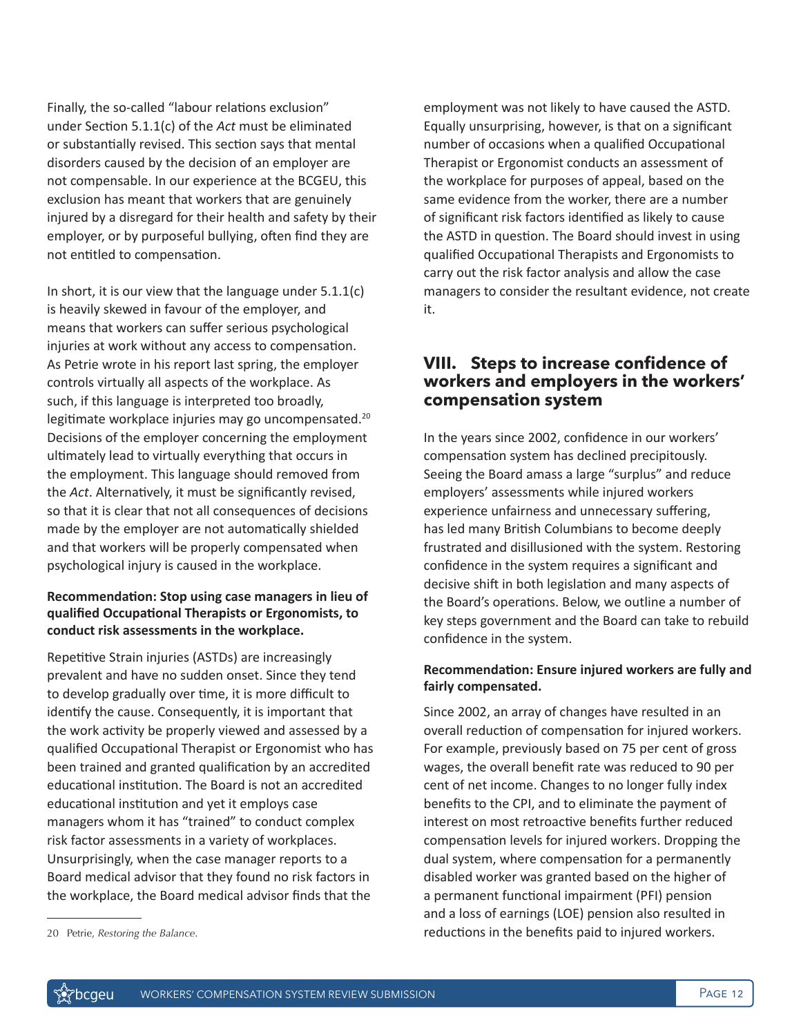Finally, the so-called "labour relations exclusion" under Section 5.1.1(c) of the *Act* must be eliminated or substantially revised. This section says that mental disorders caused by the decision of an employer are not compensable. In our experience at the BCGEU, this exclusion has meant that workers that are genuinely injured by a disregard for their health and safety by their employer, or by purposeful bullying, often find they are not entitled to compensation.

In short, it is our view that the language under 5.1.1(c) is heavily skewed in favour of the employer, and means that workers can suffer serious psychological injuries at work without any access to compensation. As Petrie wrote in his report last spring, the employer controls virtually all aspects of the workplace. As such, if this language is interpreted too broadly, legitimate workplace injuries may go uncompensated.[20] Decisions of the employer concerning the employment ultimately lead to virtually everything that occurs in the employment. This language should removed from the *Act*. Alternatively, it must be significantly revised, so that it is clear that not all consequences of decisions made by the employer are not automatically shielded and that workers will be properly compensated when psychological injury is caused in the workplace.

**Recommendation: Stop using case managers in lieu of qualified Occupational Therapists or Ergonomists, to conduct risk assessments in the workplace.**

Repetitive Strain injuries (ASTDs) are increasingly prevalent and have no sudden onset. Since they tend to develop gradually over time, it is more difficult to identify the cause. Consequently, it is important that the work activity be properly viewed and assessed by a qualified Occupational Therapist or Ergonomist who has been trained and granted qualification by an accredited educational institution. The Board is not an accredited educational institution and yet it employs case managers whom it has "trained" to conduct complex risk factor assessments in a variety of workplaces. Unsurprisingly, when the case manager reports to a Board medical advisor that they found no risk factors in the workplace, the Board medical advisor finds that the employment was not likely to have caused the ASTD. Equally unsurprising, however, is that on a significant number of occasions when a qualified Occupational Therapist or Ergonomist conducts an assessment of the workplace for purposes of appeal, based on the same evidence from the worker, there are a number of significant risk factors identified as likely to cause the ASTD in question. The Board should invest in using qualified Occupational Therapists and Ergonomists to carry out the risk factor analysis and allow the case managers to consider the resultant evidence, not create it.

20 Petrie, *Restoring the Balance*.

## VIII. Steps to increase confidence of workers and employers in the workers' compensation system

In the years since 2002, confidence in our workers' compensation system has declined precipitously. Seeing the Board amass a large "surplus" and reduce employers' assessments while injured workers experience unfairness and unnecessary suffering, has led many British Columbians to become deeply frustrated and disillusioned with the system. Restoring confidence in the system requires a significant and decisive shift in both legislation and many aspects of the Board's operations. Below, we outline a number of key steps government and the Board can take to rebuild confidence in the system.

**Recommendation: Ensure injured workers are fully and fairly compensated.**

Since 2002, an array of changes have resulted in an overall reduction of compensation for injured workers. For example, previously based on 75 per cent of gross wages, the overall benefit rate was reduced to 90 per cent of net income. Changes to no longer fully index benefits to the CPI, and to eliminate the payment of interest on most retroactive benefits further reduced compensation levels for injured workers. Dropping the dual system, where compensation for a permanently disabled worker was granted based on the higher of a permanent functional impairment (PFI) pension and a loss of earnings (LOE) pension also resulted in reductions in the benefits paid to injured workers.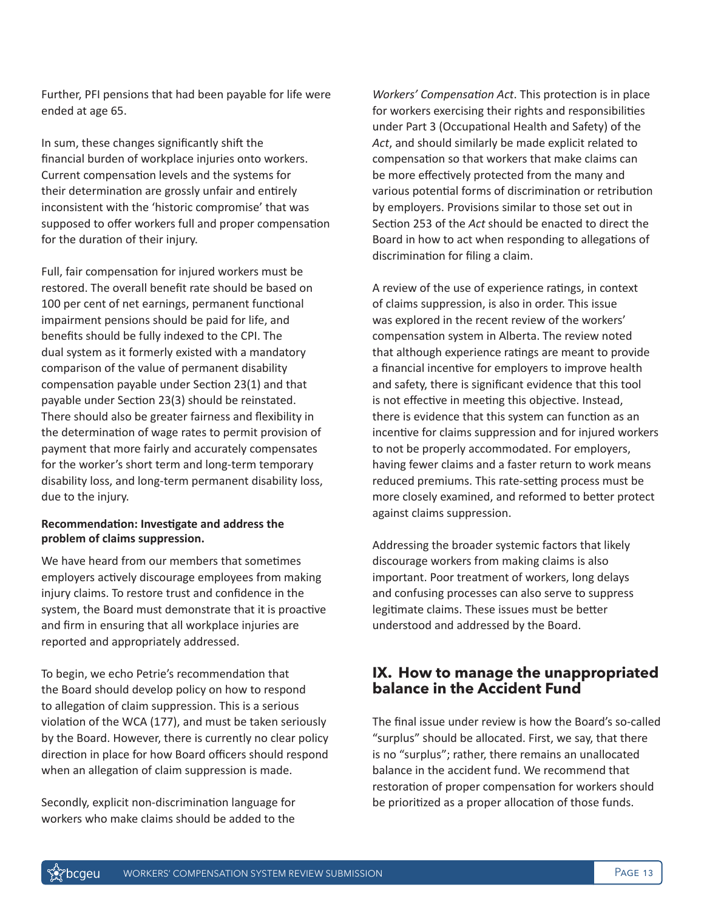Further, PFI pensions that had been payable for life were ended at age 65.

In sum, these changes significantly shift the financial burden of workplace injuries onto workers. Current compensation levels and the systems for their determination are grossly unfair and entirely inconsistent with the 'historic compromise' that was supposed to offer workers full and proper compensation for the duration of their injury.

Full, fair compensation for injured workers must be restored. The overall benefit rate should be based on 100 per cent of net earnings, permanent functional impairment pensions should be paid for life, and benefits should be fully indexed to the CPI. The dual system as it formerly existed with a mandatory comparison of the value of permanent disability compensation payable under Section 23(1) and that payable under Section 23(3) should be reinstated. There should also be greater fairness and flexibility in the determination of wage rates to permit provision of payment that more fairly and accurately compensates for the worker's short term and long-term temporary disability loss, and long-term permanent disability loss, due to the injury.

**Recommendation: Investigate and address the problem of claims suppression.**

We have heard from our members that sometimes employers actively discourage employees from making injury claims. To restore trust and confidence in the system, the Board must demonstrate that it is proactive and firm in ensuring that all workplace injuries are reported and appropriately addressed.

To begin, we echo Petrie's recommendation that the Board should develop policy on how to respond to allegation of claim suppression. This is a serious violation of the WCA (177), and must be taken seriously by the Board. However, there is currently no clear policy direction in place for how Board officers should respond when an allegation of claim suppression is made.

Secondly, explicit non-discrimination language for workers who make claims should be added to the *Workers' Compensation Act*. This protection is in place for workers exercising their rights and responsibilities under Part 3 (Occupational Health and Safety) of the *Act*, and should similarly be made explicit related to compensation so that workers that make claims can be more effectively protected from the many and various potential forms of discrimination or retribution by employers. Provisions similar to those set out in Section 253 of the *Act* should be enacted to direct the Board in how to act when responding to allegations of discrimination for filing a claim.

A review of the use of experience ratings, in context of claims suppression, is also in order. This issue was explored in the recent review of the workers' compensation system in Alberta. The review noted that although experience ratings are meant to provide a financial incentive for employers to improve health and safety, there is significant evidence that this tool is not effective in meeting this objective. Instead, there is evidence that this system can function as an incentive for claims suppression and for injured workers to not be properly accommodated. For employers, having fewer claims and a faster return to work means reduced premiums. This rate-setting process must be more closely examined, and reformed to better protect against claims suppression.

Addressing the broader systemic factors that likely discourage workers from making claims is also important. Poor treatment of workers, long delays and confusing processes can also serve to suppress legitimate claims. These issues must be better understood and addressed by the Board.

## IX. How to manage the unappropriated balance in the Accident Fund

The final issue under review is how the Board's so-called "surplus" should be allocated. First, we say, that there is no "surplus"; rather, there remains an unallocated balance in the accident fund. We recommend that restoration of proper compensation for workers should be prioritized as a proper allocation of those funds.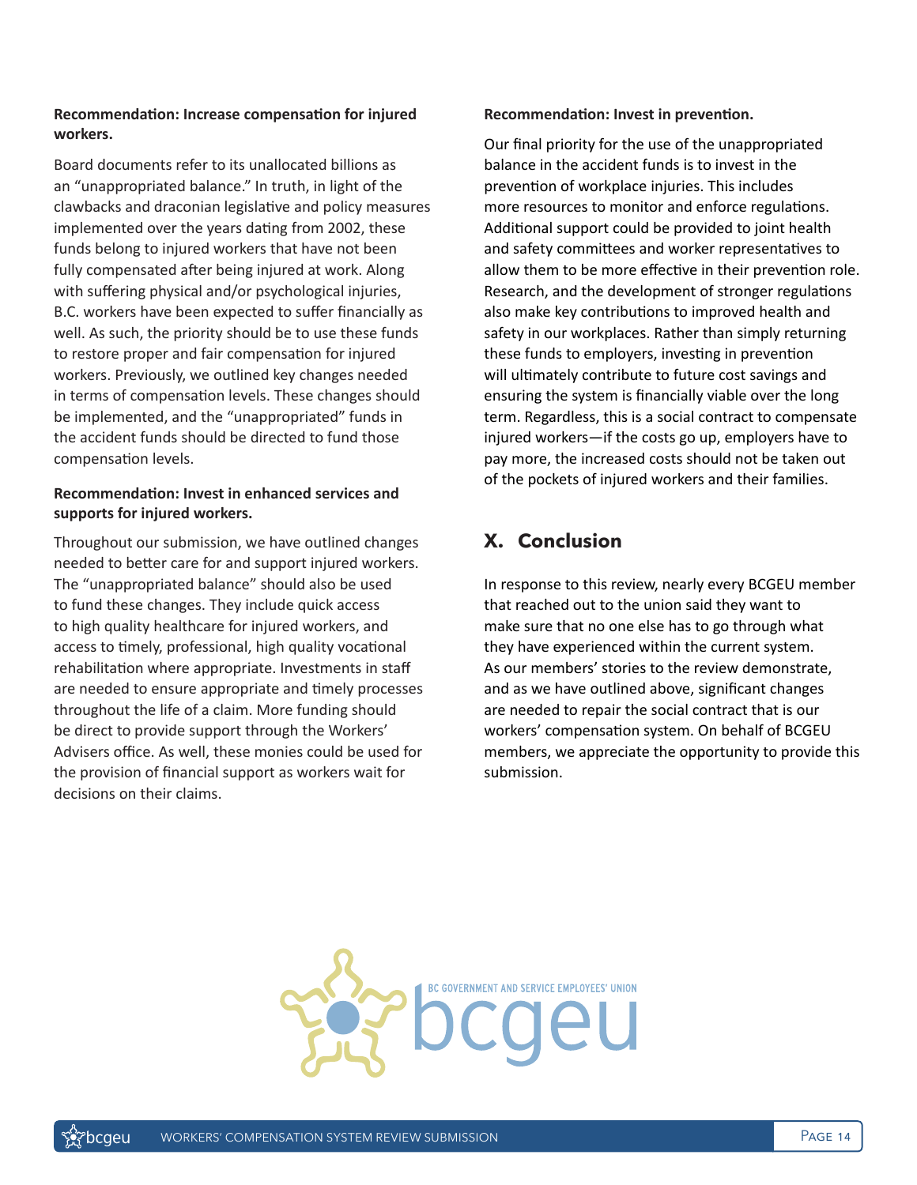**Recommendation: Increase compensation for injured workers.**

Board documents refer to its unallocated billions as an "unappropriated balance." In truth, in light of the clawbacks and draconian legislative and policy measures implemented over the years dating from 2002, these funds belong to injured workers that have not been fully compensated after being injured at work. Along with suffering physical and/or psychological injuries, B.C. workers have been expected to suffer financially as well. As such, the priority should be to use these funds to restore proper and fair compensation for injured workers. Previously, we outlined key changes needed in terms of compensation levels. These changes should be implemented, and the "unappropriated" funds in the accident funds should be directed to fund those compensation levels.

**Recommendation: Invest in enhanced services and supports for injured workers.**

Throughout our submission, we have outlined changes needed to better care for and support injured workers. The "unappropriated balance" should also be used to fund these changes. They include quick access to high quality healthcare for injured workers, and access to timely, professional, high quality vocational rehabilitation where appropriate. Investments in staff are needed to ensure appropriate and timely processes throughout the life of a claim. More funding should be direct to provide support through the Workers' Advisers office. As well, these monies could be used for the provision of financial support as workers wait for decisions on their claims.

**Recommendation: Invest in prevention.**

Our final priority for the use of the unappropriated balance in the accident funds is to invest in the prevention of workplace injuries. This includes more resources to monitor and enforce regulations. Additional support could be provided to joint health and safety committees and worker representatives to allow them to be more effective in their prevention role. Research, and the development of stronger regulations also make key contributions to improved health and safety in our workplaces. Rather than simply returning these funds to employers, investing in prevention will ultimately contribute to future cost savings and ensuring the system is financially viable over the long term. Regardless, this is a social contract to compensate injured workers—if the costs go up, employers have to pay more, the increased costs should not be taken out of the pockets of injured workers and their families.

## X. Conclusion

In response to this review, nearly every BCGEU member that reached out to the union said they want to make sure that no one else has to go through what they have experienced within the current system. As our members' stories to the review demonstrate, and as we have outlined above, significant changes are needed to repair the social contract that is our workers' compensation system. On behalf of BCGEU members, we appreciate the opportunity to provide this submission.

BC GOVERNMENT AND SERVICE EMPLOYEES' UNION

bcgeu